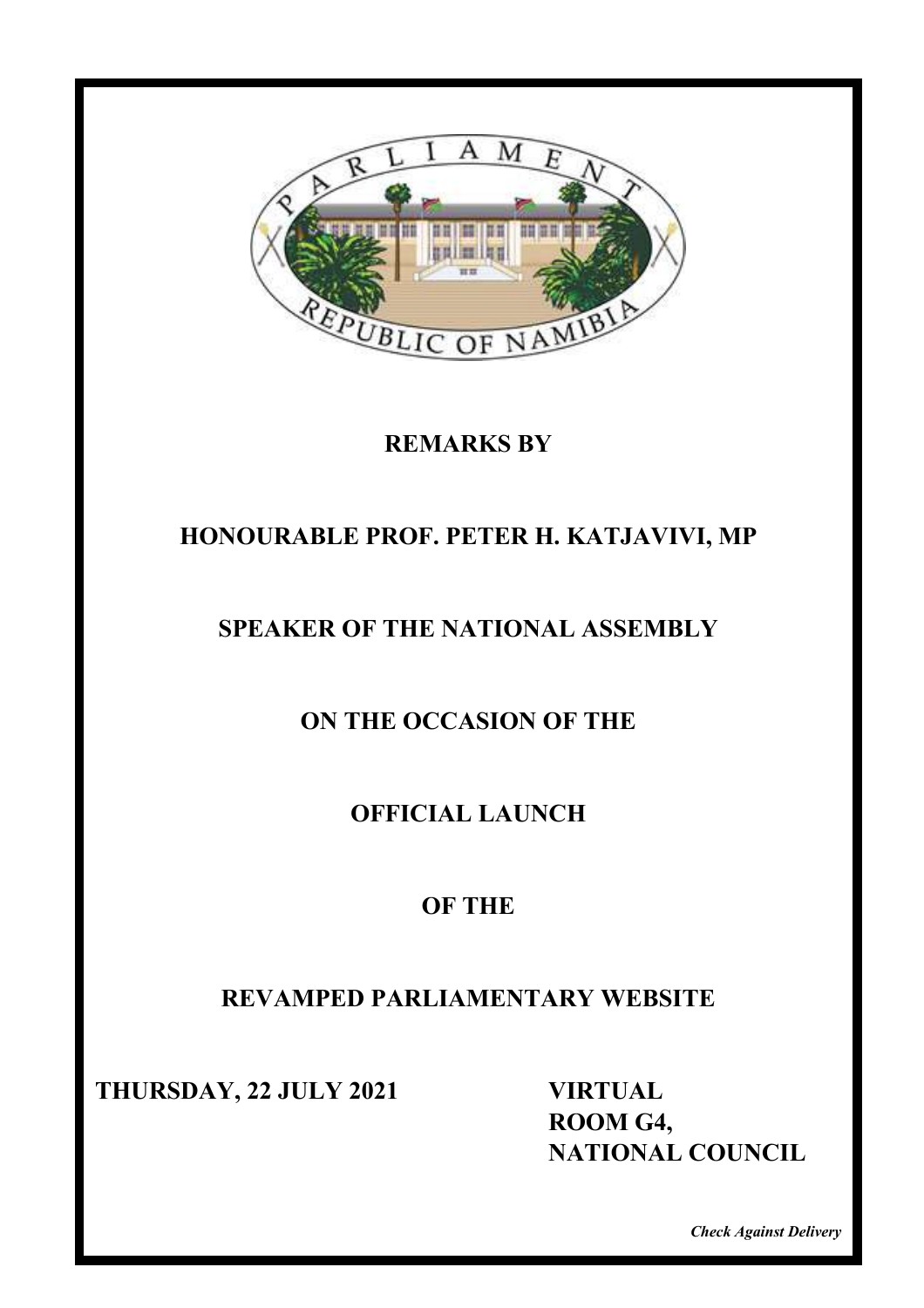PARLIAMENT

REPUBLIC OF NAMIBIA

**REMARKS BY**

**HONOURABLE PROF. PETER H. KATJAVIVI, MP**

**SPEAKER OF THE NATIONAL ASSEMBLY**

**ON THE OCCASION OF THE**

**OFFICIAL LAUNCH**

**OF THE**

**REVAMPED PARLIAMENTARY WEBSITE**

**THURSDAY, 22 JULY 2021**

**VIRTUAL**
**ROOM G4,**
**NATIONAL COUNCIL**

***Check Against Delivery***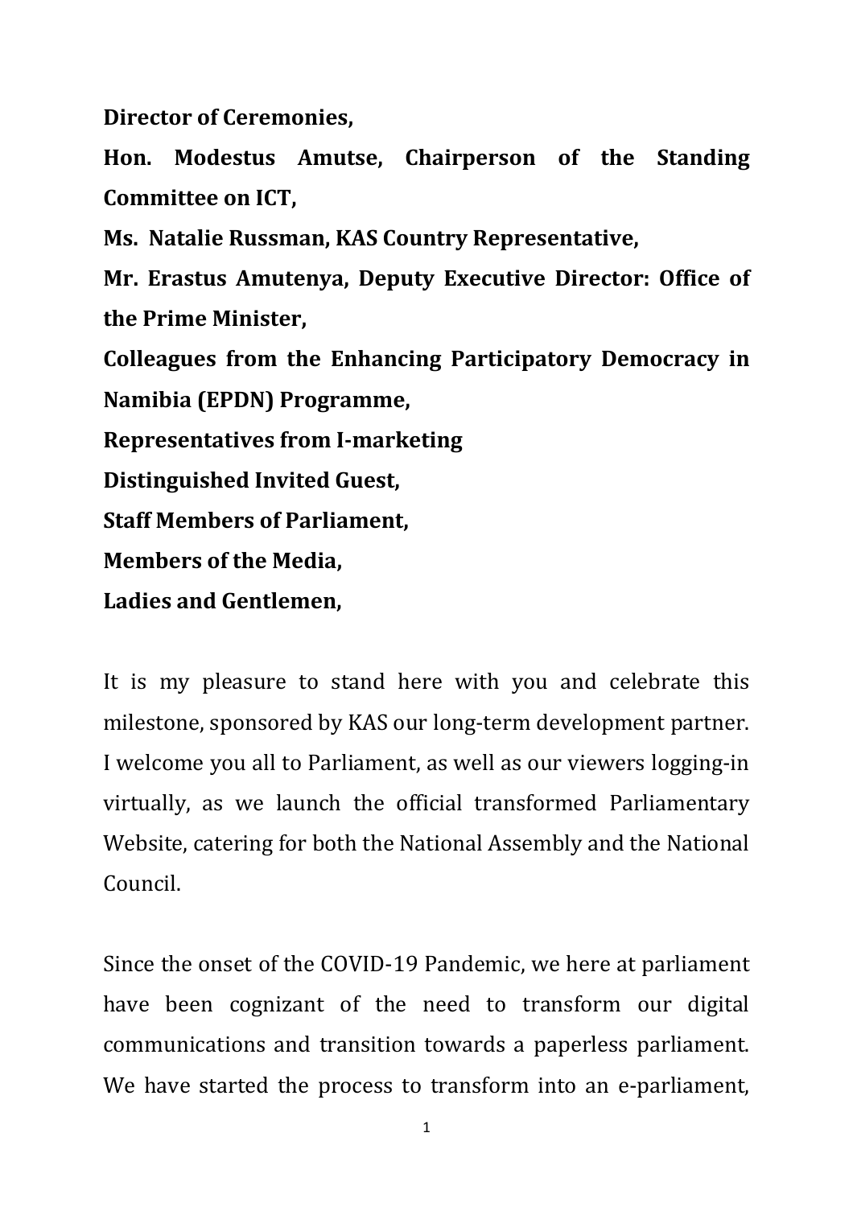**Director of Ceremonies,**

**Hon. Modestus Amutse, Chairperson of the Standing Committee on ICT,**

**Ms. Natalie Russman, KAS Country Representative,**

**Mr. Erastus Amutenya, Deputy Executive Director: Office of the Prime Minister,**

**Colleagues from the Enhancing Participatory Democracy in Namibia (EPDN) Programme,**

**Representatives from I-marketing**

**Distinguished Invited Guest,**

**Staff Members of Parliament,**

**Members of the Media,**

**Ladies and Gentlemen,**

It is my pleasure to stand here with you and celebrate this milestone, sponsored by KAS our long-term development partner. I welcome you all to Parliament, as well as our viewers logging-in virtually, as we launch the official transformed Parliamentary Website, catering for both the National Assembly and the National Council.

Since the onset of the COVID-19 Pandemic, we here at parliament have been cognizant of the need to transform our digital communications and transition towards a paperless parliament. We have started the process to transform into an e-parliament,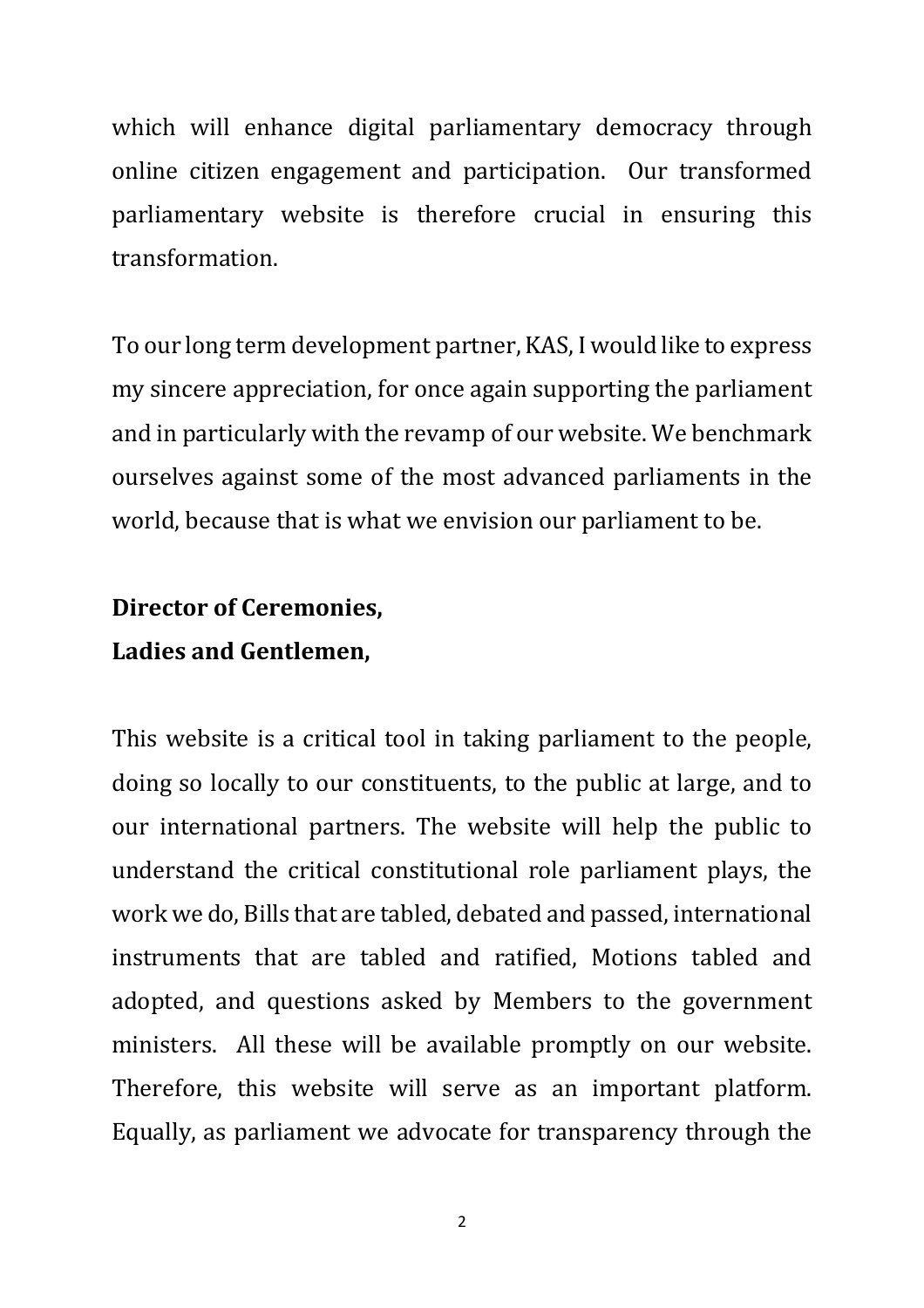which will enhance digital parliamentary democracy through online citizen engagement and participation.  Our transformed parliamentary website is therefore crucial in ensuring this transformation.

To our long term development partner, KAS, I would like to express my sincere appreciation, for once again supporting the parliament and in particularly with the revamp of our website. We benchmark ourselves against some of the most advanced parliaments in the world, because that is what we envision our parliament to be.

**Director of Ceremonies,**
**Ladies and Gentlemen,**

This website is a critical tool in taking parliament to the people, doing so locally to our constituents, to the public at large, and to our international partners. The website will help the public to understand the critical constitutional role parliament plays, the work we do, Bills that are tabled, debated and passed, international instruments that are tabled and ratified, Motions tabled and adopted, and questions asked by Members to the government ministers.  All these will be available promptly on our website. Therefore, this website will serve as an important platform. Equally, as parliament we advocate for transparency through the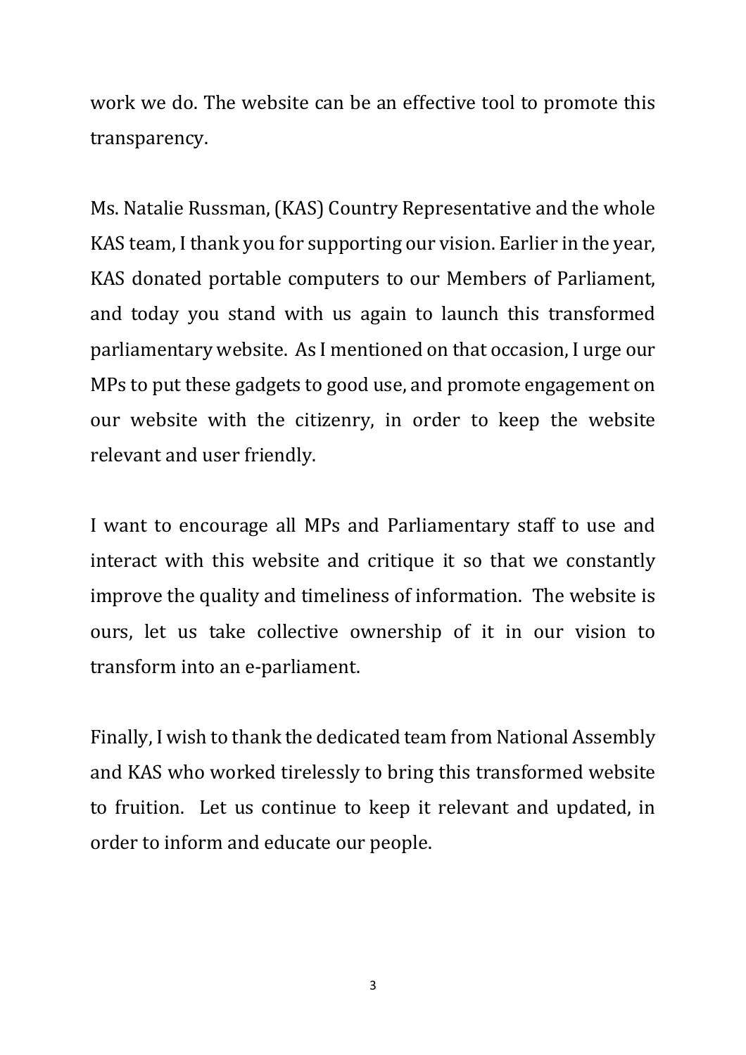work we do. The website can be an effective tool to promote this transparency.

Ms. Natalie Russman, (KAS) Country Representative and the whole KAS team, I thank you for supporting our vision. Earlier in the year, KAS donated portable computers to our Members of Parliament, and today you stand with us again to launch this transformed parliamentary website. As I mentioned on that occasion, I urge our MPs to put these gadgets to good use, and promote engagement on our website with the citizenry, in order to keep the website relevant and user friendly.

I want to encourage all MPs and Parliamentary staff to use and interact with this website and critique it so that we constantly improve the quality and timeliness of information. The website is ours, let us take collective ownership of it in our vision to transform into an e-parliament.

Finally, I wish to thank the dedicated team from National Assembly and KAS who worked tirelessly to bring this transformed website to fruition. Let us continue to keep it relevant and updated, in order to inform and educate our people.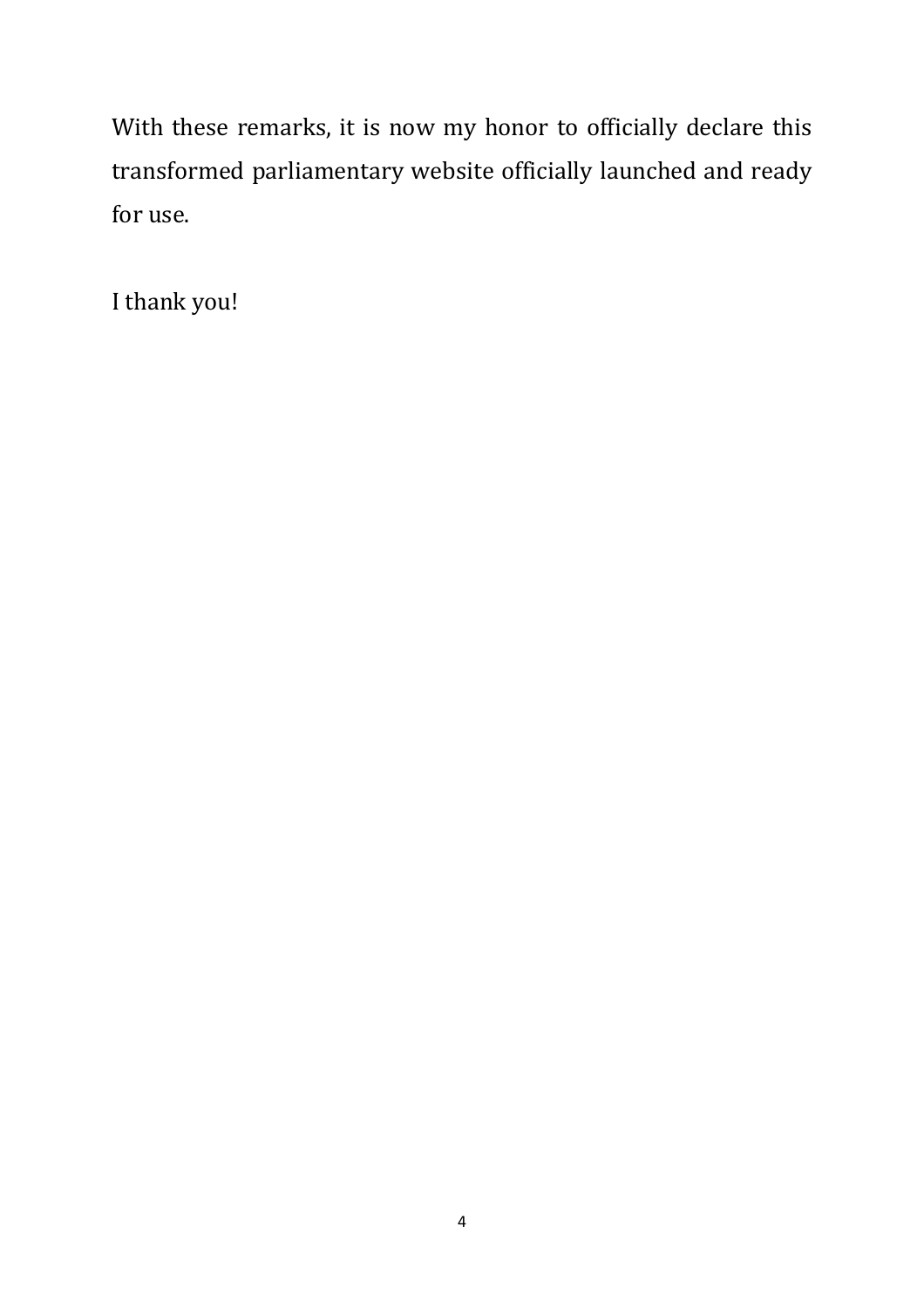With these remarks, it is now my honor to officially declare this transformed parliamentary website officially launched and ready for use.

I thank you!